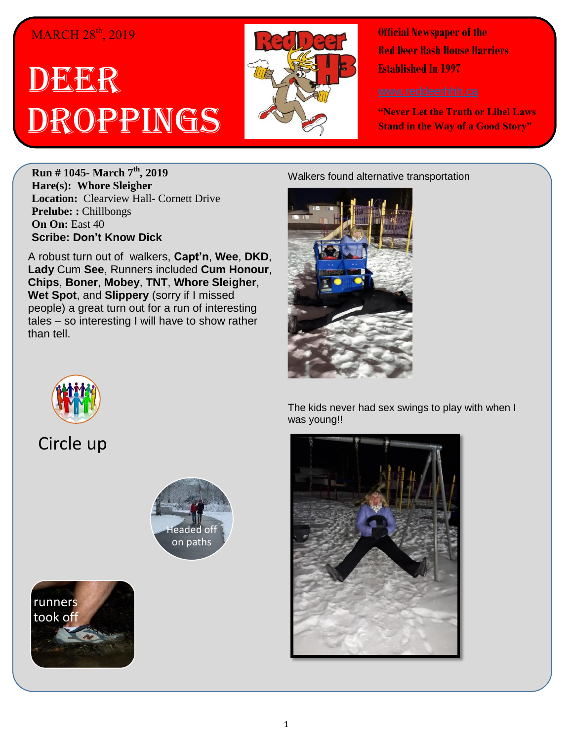MARCH 28th, 2019

# DEER DROPPINGS

Official Newspaper of the
Red Deer Hash House Harriers
Established In 1997

www.reddeerhhh.ca

**"Never Let the Truth or Libel Laws Stand in the Way of a Good Story"**

**Run # 1045- March 7th, 2019**
**Hare(s): Whore Sleigher**
**Location:** Clearview Hall- Cornett Drive
**Prelude: :** Chillbongs
**On On:** East 40
**Scribe: Don't Know Dick**

A robust turn out of walkers, **Capt'n**, **Wee**, **DKD**, **Lady** Cum **See**, Runners included **Cum Honour**, **Chips**, **Boner**, **Mobey**, **TNT**, **Whore Sleigher**, **Wet Spot**, and **Slippery** (sorry if I missed people) a great turn out for a run of interesting tales – so interesting I will have to show rather than tell.

Circle up

Headed off on paths

runners took off

Walkers found alternative transportation

The kids never had sex swings to play with when I was young!!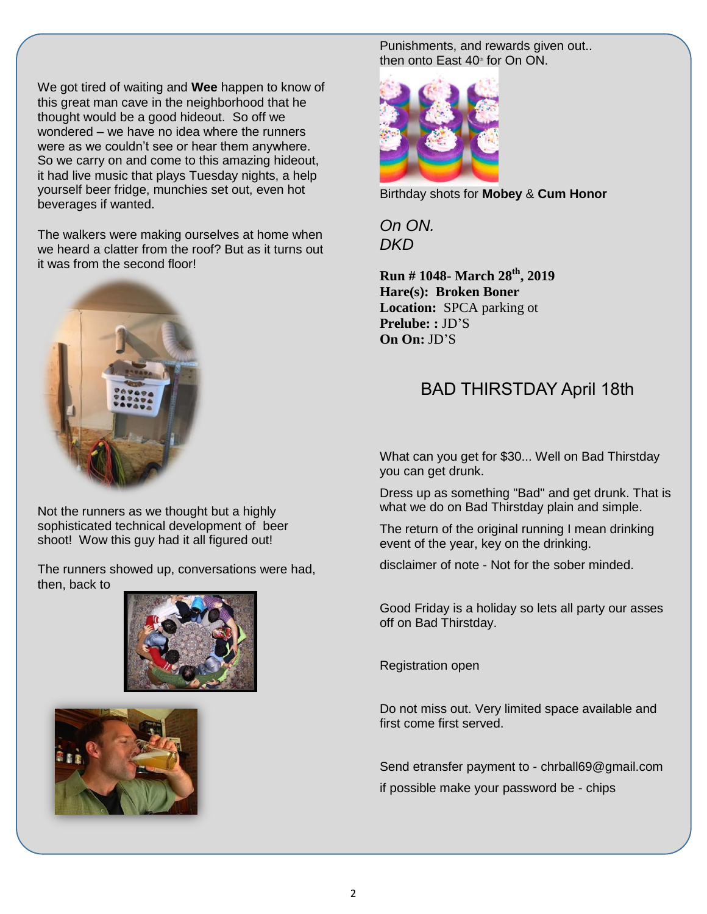We got tired of waiting and **Wee** happen to know of this great man cave in the neighborhood that he thought would be a good hideout. So off we wondered – we have no idea where the runners were as we couldn't see or hear them anywhere. So we carry on and come to this amazing hideout, it had live music that plays Tuesday nights, a help yourself beer fridge, munchies set out, even hot beverages if wanted.

The walkers were making ourselves at home when we heard a clatter from the roof? But as it turns out it was from the second floor!

Not the runners as we thought but a highly sophisticated technical development of beer shoot! Wow this guy had it all figured out!

The runners showed up, conversations were had, then, back to

Punishments, and rewards given out.. then onto East 40th for On ON.

Birthday shots for **Mobey** & **Cum Honor**

*On ON.*
*DKD*

**Run # 1048- March 28th, 2019**
**Hare(s): Broken Boner**
**Location:** SPCA parking ot
**Prelube: :** JD'S
**On On:** JD'S

## BAD THIRSTDAY April 18th

What can you get for $30... Well on Bad Thirstday you can get drunk.

Dress up as something "Bad" and get drunk. That is what we do on Bad Thirstday plain and simple.

The return of the original running I mean drinking event of the year, key on the drinking.

disclaimer of note - Not for the sober minded.

Good Friday is a holiday so lets all party our asses off on Bad Thirstday.

Registration open

Do not miss out. Very limited space available and first come first served.

Send etransfer payment to - chrball69@gmail.com

if possible make your password be - chips